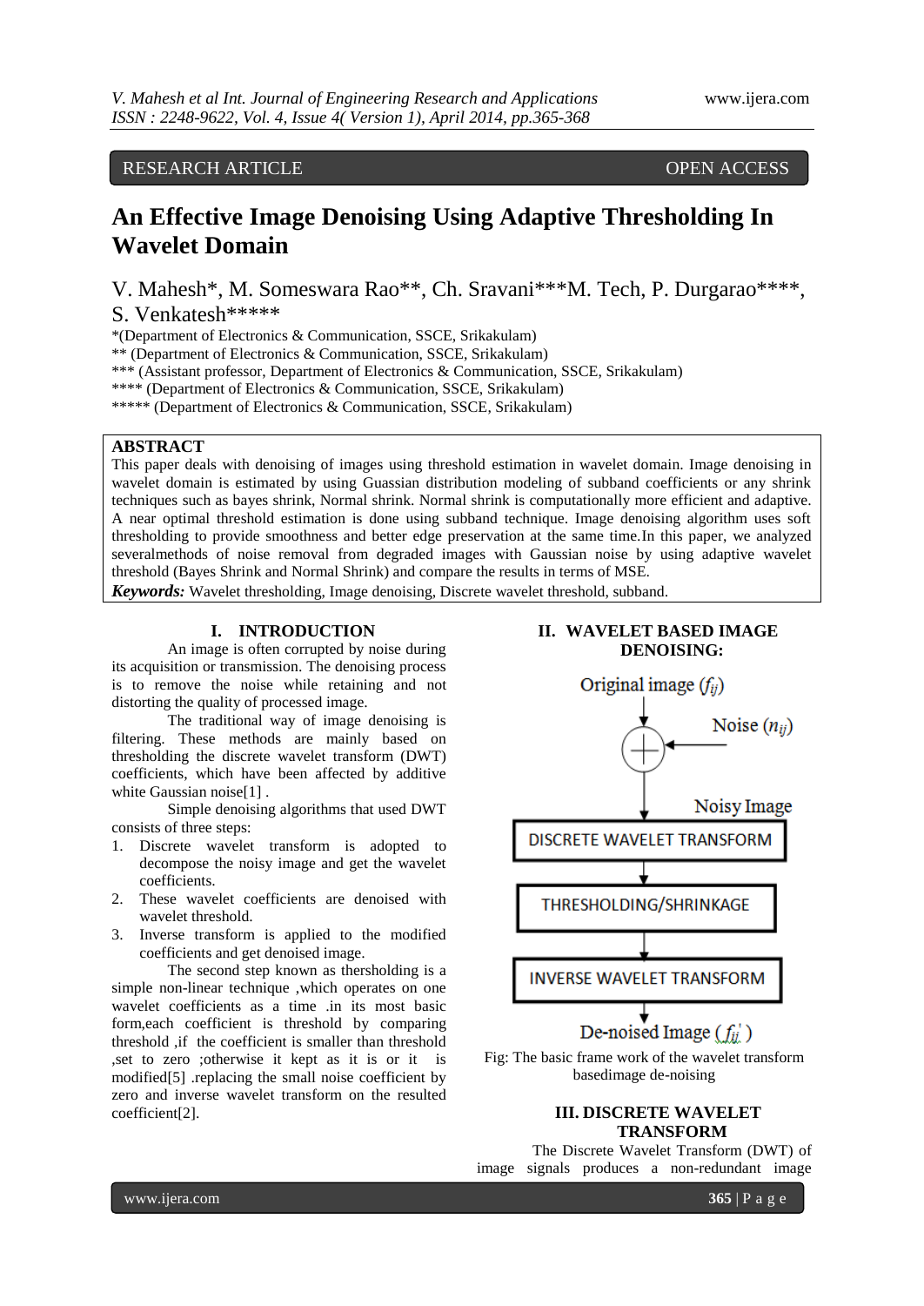RESEARCH ARTICLE OPEN ACCESS

# An Effective Image Denoising Using Adaptive Thresholding In Wavelet Domain

V. Mahesh*, M. Someswara Rao**, Ch. Sravani***M. Tech, P. Durgarao****, S. Venkatesh*****

*(Department of Electronics & Communication, SSCE, Srikakulam)
** (Department of Electronics & Communication, SSCE, Srikakulam)
*** (Assistant professor, Department of Electronics & Communication, SSCE, Srikakulam)
**** (Department of Electronics & Communication, SSCE, Srikakulam)
***** (Department of Electronics & Communication, SSCE, Srikakulam)

## ABSTRACT

This paper deals with denoising of images using threshold estimation in wavelet domain. Image denoising in wavelet domain is estimated by using Guassian distribution modeling of subband coefficients or any shrink techniques such as bayes shrink, Normal shrink. Normal shrink is computationally more efficient and adaptive. A near optimal threshold estimation is done using subband technique. Image denoising algorithm uses soft thresholding to provide smoothness and better edge preservation at the same time.In this paper, we analyzed severalmethods of noise removal from degraded images with Gaussian noise by using adaptive wavelet threshold (Bayes Shrink and Normal Shrink) and compare the results in terms of MSE.

***Keywords:*** Wavelet thresholding, Image denoising, Discrete wavelet threshold, subband.

## I. INTRODUCTION

An image is often corrupted by noise during its acquisition or transmission. The denoising process is to remove the noise while retaining and not distorting the quality of processed image.

The traditional way of image denoising is filtering. These methods are mainly based on thresholding the discrete wavelet transform (DWT) coefficients, which have been affected by additive white Gaussian noise[1] .

Simple denoising algorithms that used DWT consists of three steps:

1. Discrete wavelet transform is adopted to decompose the noisy image and get the wavelet coefficients.
2. These wavelet coefficients are denoised with wavelet threshold.
3. Inverse transform is applied to the modified coefficients and get denoised image.

The second step known as thersholding is a simple non-linear technique ,which operates on one wavelet coefficients as a time .in its most basic form,each coefficient is threshold by comparing threshold ,if the coefficient is smaller than threshold ,set to zero ;otherwise it kept as it is or it is modified[5] .replacing the small noise coefficient by zero and inverse wavelet transform on the resulted coefficient[2].

## II. WAVELET BASED IMAGE DENOISING:

Original image ($f_{ij}$) → (+) Noise ($n_{ij}$) → Noisy Image → DISCRETE WAVELET TRANSFORM → THRESHOLDING/SHRINKAGE → INVERSE WAVELET TRANSFORM → De-noised Image ($f_{ij}'$)

Fig: The basic frame work of the wavelet transform basedimage de-noising

## III. DISCRETE WAVELET TRANSFORM

The Discrete Wavelet Transform (DWT) of image signals produces a non-redundant image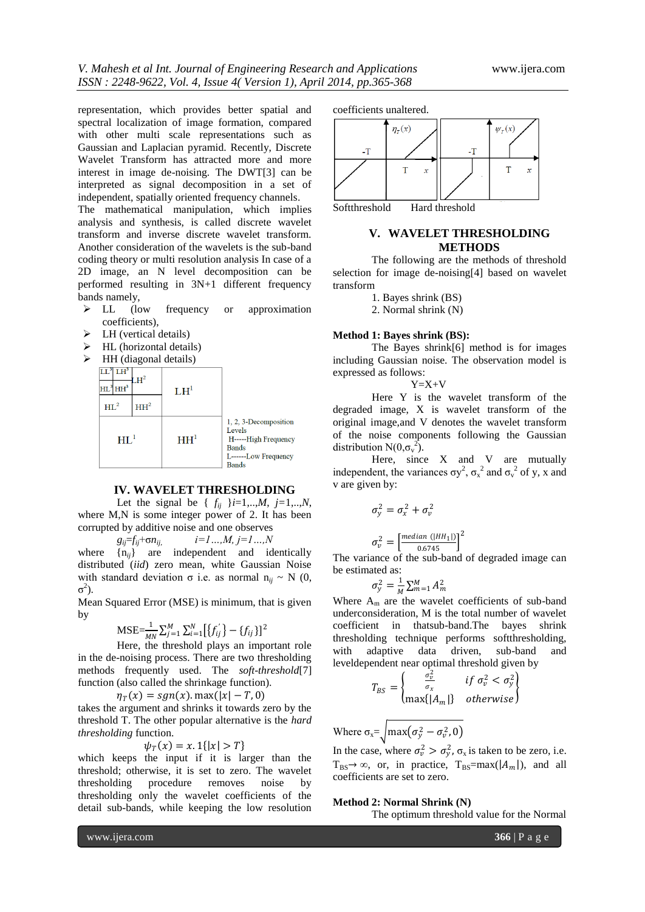representation, which provides better spatial and spectral localization of image formation, compared with other multi scale representations such as Gaussian and Laplacian pyramid. Recently, Discrete Wavelet Transform has attracted more and more interest in image de-noising. The DWT[3] can be interpreted as signal decomposition in a set of independent, spatially oriented frequency channels. The mathematical manipulation, which implies analysis and synthesis, is called discrete wavelet transform and inverse discrete wavelet transform. Another consideration of the wavelets is the sub-band coding theory or multi resolution analysis In case of a 2D image, an N level decomposition can be performed resulting in 3N+1 different frequency bands namely,

- LL (low frequency or approximation coefficients),
- LH (vertical details)
- HL (horizontal details)
- HH (diagonal details)

| | | |
|---|---|---|
| LL³ LH³ / HL³ HH³ | LH² | LH¹ |
| HL² | HH² | |
| HL¹ | | HH¹ |

1, 2, 3-Decomposition Levels
H-----High Frequency Bands
L------Low Frequency Bands

## IV. WAVELET THRESHOLDING

Let the signal be $\{ f_{ij} \}$ $i=1,..,M$, $j=1,..,N$, where M,N is some integer power of 2. It has been corrupted by additive noise and one observes

$$g_{ij}=f_{ij}+\sigma n_{ij}, \qquad i=1...,M, j=1...,N$$

where $\{n_{ij}\}$ are independent and identically distributed (*iid*) zero mean, white Gaussian Noise with standard deviation σ i.e. as normal $n_{ij} \sim N(0, \sigma^2)$.

Mean Squared Error (MSE) is minimum, that is given by

$$\text{MSE}=\frac{1}{MN}\sum_{j=1}^{M}\sum_{i=1}^{N}[\{f_{ij}^{'}\}-\{f_{ij}\}]^2$$

Here, the threshold plays an important role in the de-noising process. There are two thresholding methods frequently used. The *soft-threshold*[7] function (also called the shrinkage function).

$$\eta_T(x) = sgn(x).\max(|x| - T, 0)$$

takes the argument and shrinks it towards zero by the threshold T. The other popular alternative is the *hard thresholding* function.

$$\psi_T(x) = x.1\{|x| > T\}$$

which keeps the input if it is larger than the threshold; otherwise, it is set to zero. The wavelet thresholding procedure removes noise by thresholding only the wavelet coefficients of the detail sub-bands, while keeping the low resolution coefficients unaltered.

Softthreshold     Hard threshold

## V. WAVELET THRESHOLDING METHODS

The following are the methods of threshold selection for image de-noising[4] based on wavelet transform

1. Bayes shrink (BS)
2. Normal shrink (N)

**Method 1: Bayes shrink (BS):**

The Bayes shrink[6] method is for images including Gaussian noise. The observation model is expressed as follows:

$$Y=X+V$$

Here Y is the wavelet transform of the degraded image, X is wavelet transform of the original image,and V denotes the wavelet transform of the noise components following the Gaussian distribution $N(0,\sigma_v^2)$.

Here, since X and V are mutually independent, the variances $\sigma_y^2$, $\sigma_x^2$ and $\sigma_v^2$ of y, x and v are given by:

$$\sigma_y^2 = \sigma_x^2 + \sigma_v^2$$

$$\sigma_v^2 = \left[\frac{median\ (|HH_1|)}{0.6745}\right]^2$$

The variance of the sub-band of degraded image can be estimated as:

$$\sigma_y^2 = \frac{1}{M}\sum_{m=1}^{M} A_m^2$$

Where $A_m$ are the wavelet coefficients of sub-band underconsideration, M is the total number of wavelet coefficient in thatsub-band.The bayes shrink thresholding technique performs softthresholding, with adaptive data driven, sub-band and leveldependent near optimal threshold given by

$$T_{BS} = \begin{cases} \frac{\sigma_v^2}{\sigma_x} & if\ \sigma_v^2 < \sigma_y^2 \\ \max\{|A_m|\} & otherwise \end{cases}$$

Where $\sigma_x = \sqrt{\max(\sigma_y^2 - \sigma_v^2, 0)}$

In the case, where $\sigma_v^2 > \sigma_y^2$, $\sigma_x$ is taken to be zero, i.e. $T_{BS} \rightarrow \infty$, or, in practice, $T_{BS}=\max(|A_m|)$, and all coefficients are set to zero.

**Method 2: Normal Shrink (N)**

The optimum threshold value for the Normal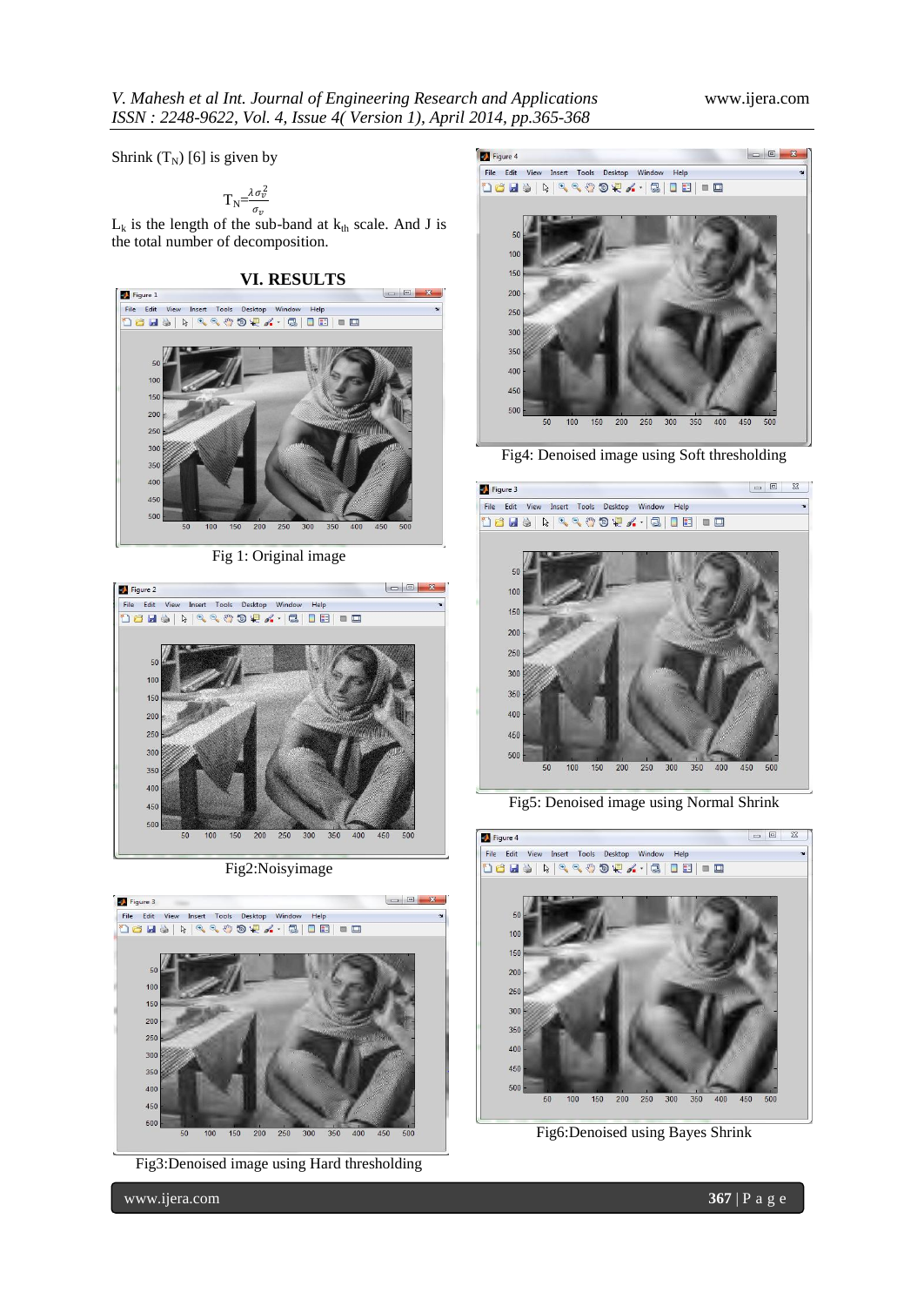Shrink ($T_N$) [6] is given by

$$T_N = \frac{\lambda \sigma_v^2}{\sigma_v}$$

$L_k$ is the length of the sub-band at $k_{th}$ scale. And J is the total number of decomposition.

## VI. RESULTS

Fig 1: Original image

Fig2:Noisyimage

Fig3:Denoised image using Hard thresholding

Fig4: Denoised image using Soft thresholding

Fig5: Denoised image using Normal Shrink

Fig6:Denoised using Bayes Shrink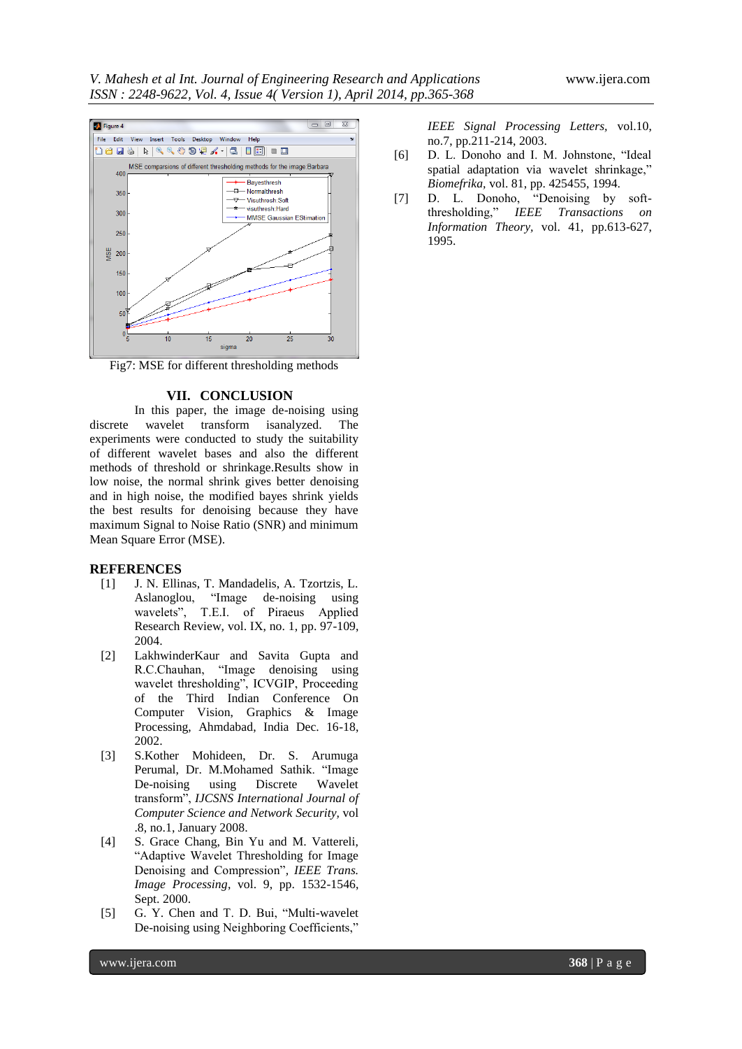Figure 4

File Edit View Insert Tools Desktop Window Help

MSE comparsions of different thresholding methods for the image Barbara

Bayesthresh
Normalthresh
Visuthresh Soft
visuthresh Hard
MMSE Gaussian EStimation

MSE

400
350
300
250
200
150
100
50
0

5
10
15
20
25
30

sigma

Fig7: MSE for different thresholding methods

## VII. CONCLUSION

In this paper, the image de-noising using discrete wavelet transform isanalyzed. The experiments were conducted to study the suitability of different wavelet bases and also the different methods of threshold or shrinkage.Results show in low noise, the normal shrink gives better denoising and in high noise, the modified bayes shrink yields the best results for denoising because they have maximum Signal to Noise Ratio (SNR) and minimum Mean Square Error (MSE).

## REFERENCES

[1] J. N. Ellinas, T. Mandadelis, A. Tzortzis, L. Aslanoglou, "Image de-noising using wavelets", T.E.I. of Piraeus Applied Research Review, vol. IX, no. 1, pp. 97-109, 2004.

[2] LakhwinderKaur and Savita Gupta and R.C.Chauhan, "Image denoising using wavelet thresholding", ICVGIP, Proceeding of the Third Indian Conference On Computer Vision, Graphics & Image Processing, Ahmdabad, India Dec. 16-18, 2002.

[3] S.Kother Mohideen, Dr. S. Arumuga Perumal, Dr. M.Mohamed Sathik. "Image De-noising using Discrete Wavelet transform", *IJCSNS International Journal of Computer Science and Network Security,* vol .8, no.1, January 2008.

[4] S. Grace Chang, Bin Yu and M. Vattereli, "Adaptive Wavelet Thresholding for Image Denoising and Compression", *IEEE Trans. Image Processing*, vol. 9, pp. 1532-1546, Sept. 2000.

[5] G. Y. Chen and T. D. Bui, "Multi-wavelet De-noising using Neighboring Coefficients," *IEEE Signal Processing Letters*, vol.10, no.7, pp.211-214, 2003.

[6] D. L. Donoho and I. M. Johnstone, "Ideal spatial adaptation via wavelet shrinkage," *Biomefrika*, vol. 81, pp. 425455, 1994.

[7] D. L. Donoho, "Denoising by soft-thresholding," *IEEE Transactions on Information Theory*, vol. 41, pp.613-627, 1995.